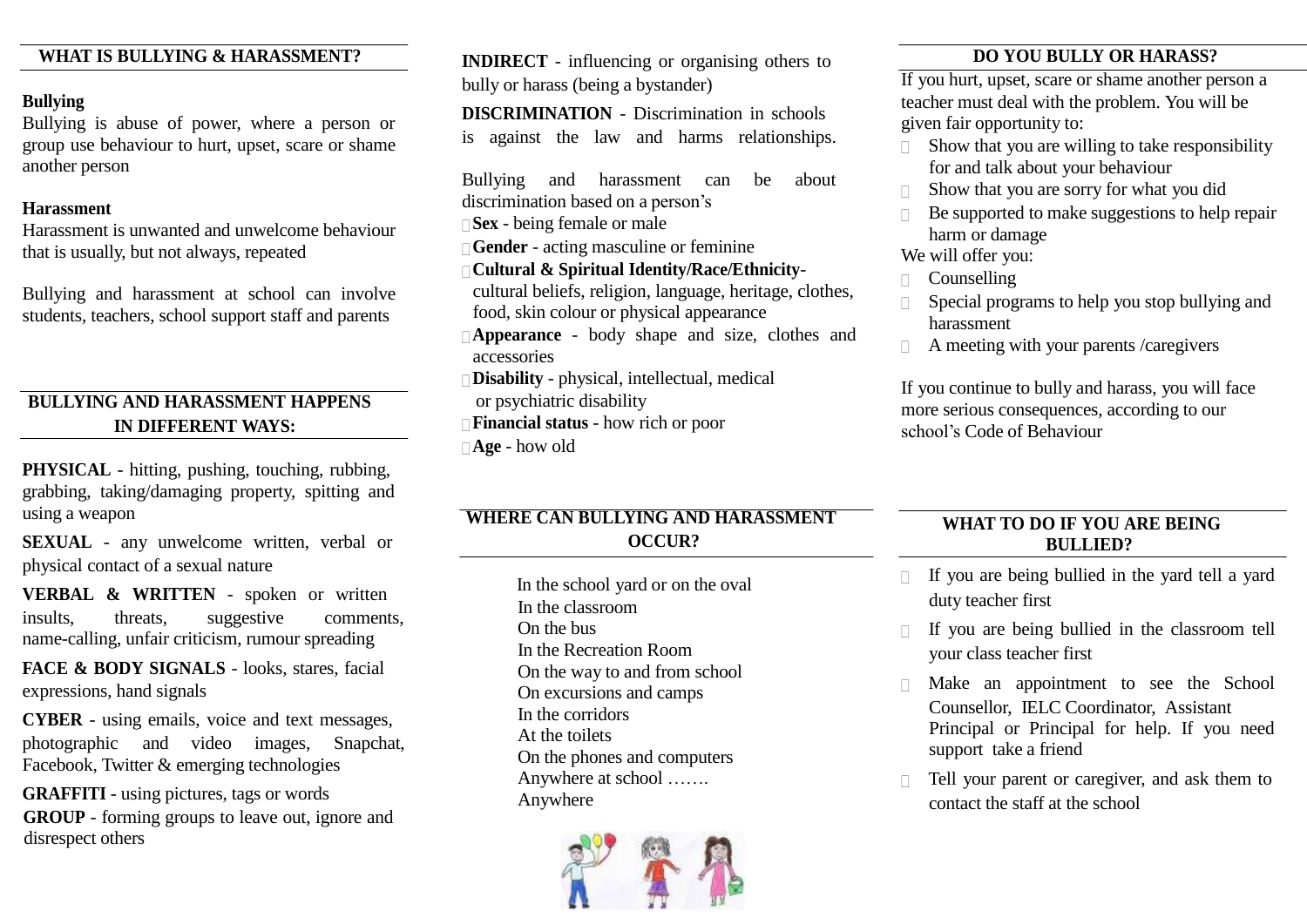## WHAT IS BULLYING & HARASSMENT?

**Bullying**

Bullying is abuse of power, where a person or group use behaviour to hurt, upset, scare or shame another person

**Harassment**

Harassment is unwanted and unwelcome behaviour that is usually, but not always, repeated

Bullying and harassment at school can involve students, teachers, school support staff and parents

## BULLYING AND HARASSMENT HAPPENS IN DIFFERENT WAYS:

**PHYSICAL** - hitting, pushing, touching, rubbing, grabbing, taking/damaging property, spitting and using a weapon

**SEXUAL** - any unwelcome written, verbal or physical contact of a sexual nature

**VERBAL & WRITTEN** - spoken or written insults, threats, suggestive comments, name-calling, unfair criticism, rumour spreading

**FACE & BODY SIGNALS** - looks, stares, facial expressions, hand signals

**CYBER** - using emails, voice and text messages, photographic and video images, Snapchat, Facebook, Twitter & emerging technologies

**GRAFFITI** - using pictures, tags or words

**GROUP** - forming groups to leave out, ignore and disrespect others

**INDIRECT** - influencing or organising others to bully or harass (being a bystander)

**DISCRIMINATION** - Discrimination in schools is against the law and harms relationships.

Bullying and harassment can be about discrimination based on a person's

- **Sex** - being female or male
- **Gender** - acting masculine or feminine
- **Cultural & Spiritual Identity/Race/Ethnicity**- cultural beliefs, religion, language, heritage, clothes, food, skin colour or physical appearance
- **Appearance** - body shape and size, clothes and accessories
- **Disability** - physical, intellectual, medical or psychiatric disability
- **Financial status** - how rich or poor
- **Age** - how old

## WHERE CAN BULLYING AND HARASSMENT OCCUR?

In the school yard or on the oval
In the classroom
On the bus
In the Recreation Room
On the way to and from school
On excursions and camps
In the corridors
At the toilets
On the phones and computers
Anywhere at school …….
Anywhere

## DO YOU BULLY OR HARASS?

If you hurt, upset, scare or shame another person a teacher must deal with the problem. You will be given fair opportunity to:

- Show that you are willing to take responsibility for and talk about your behaviour
- Show that you are sorry for what you did
- Be supported to make suggestions to help repair harm or damage

We will offer you:

- Counselling
- Special programs to help you stop bullying and harassment
- A meeting with your parents /caregivers

If you continue to bully and harass, you will face more serious consequences, according to our school's Code of Behaviour

## WHAT TO DO IF YOU ARE BEING BULLIED?

- If you are being bullied in the yard tell a yard duty teacher first
- If you are being bullied in the classroom tell your class teacher first
- Make an appointment to see the School Counsellor, IELC Coordinator, Assistant Principal or Principal for help. If you need support take a friend
- Tell your parent or caregiver, and ask them to contact the staff at the school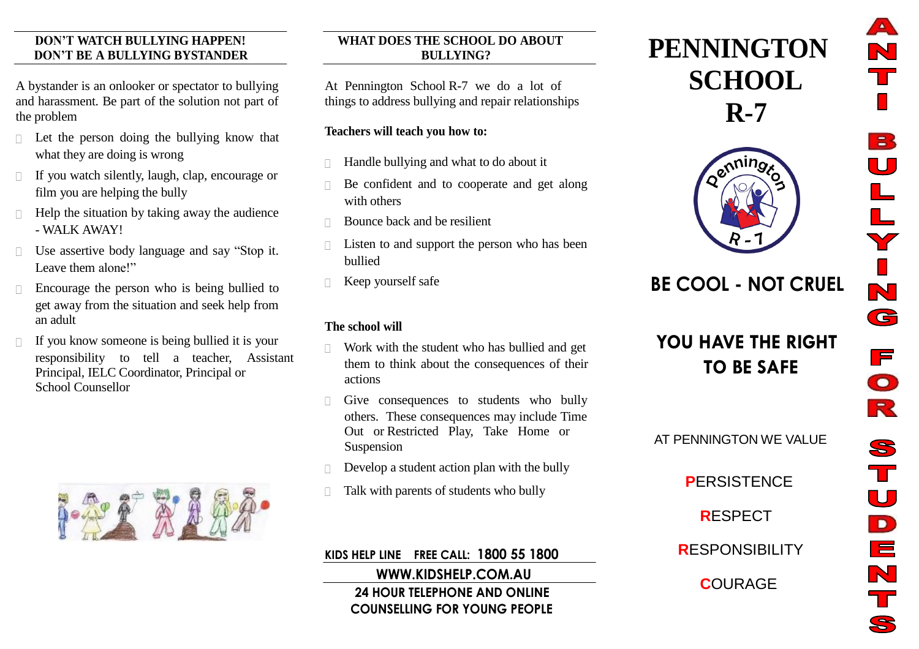## DON'T WATCH BULLYING HAPPEN! DON'T BE A BULLYING BYSTANDER

A bystander is an onlooker or spectator to bullying and harassment. Be part of the solution not part of the problem

- Let the person doing the bullying know that what they are doing is wrong
- If you watch silently, laugh, clap, encourage or film you are helping the bully
- Help the situation by taking away the audience - WALK AWAY!
- Use assertive body language and say "Stop it. Leave them alone!"
- Encourage the person who is being bullied to get away from the situation and seek help from an adult
- If you know someone is being bullied it is your responsibility to tell a teacher, Assistant Principal, IELC Coordinator, Principal or School Counsellor

## WHAT DOES THE SCHOOL DO ABOUT BULLYING?

At Pennington School R-7 we do a lot of things to address bullying and repair relationships

**Teachers will teach you how to:**

- Handle bullying and what to do about it
- Be confident and to cooperate and get along with others
- Bounce back and be resilient
- Listen to and support the person who has been bullied
- Keep yourself safe

**The school will**

- Work with the student who has bullied and get them to think about the consequences of their actions
- Give consequences to students who bully others. These consequences may include Time Out or Restricted Play, Take Home or Suspension
- Develop a student action plan with the bully
- Talk with parents of students who bully

**KIDS HELP LINE FREE CALL: 1800 55 1800**

**WWW.KIDSHELP.COM.AU**

**24 HOUR TELEPHONE AND ONLINE COUNSELLING FOR YOUNG PEOPLE**

# PENNINGTON SCHOOL R-7

## BE COOL - NOT CRUEL

## YOU HAVE THE RIGHT TO BE SAFE

AT PENNINGTON WE VALUE

**P**ERSISTENCE

**R**ESPECT

**R**ESPONSIBILITY

**C**OURAGE

ANTI BULLYING FOR STUDENTS